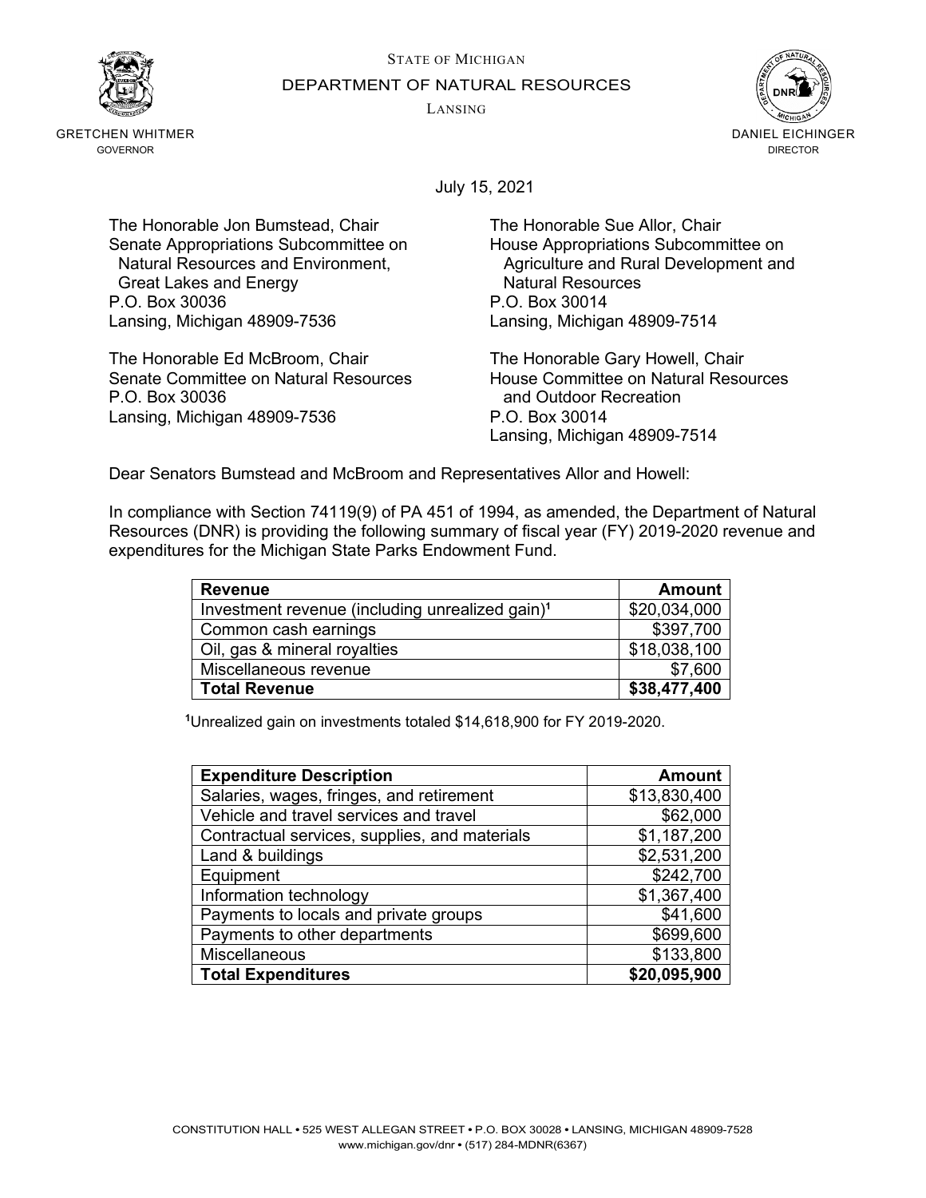STATE OF MICHIGAN

DEPARTMENT OF NATURAL RESOURCES

LANSING

GRETCHEN WHITMER
GOVERNOR

DANIEL EICHINGER
DIRECTOR

July 15, 2021

The Honorable Jon Bumstead, Chair
Senate Appropriations Subcommittee on Natural Resources and Environment, Great Lakes and Energy
P.O. Box 30036
Lansing, Michigan 48909-7536

The Honorable Sue Allor, Chair
House Appropriations Subcommittee on Agriculture and Rural Development and Natural Resources
P.O. Box 30014
Lansing, Michigan 48909-7514

The Honorable Ed McBroom, Chair
Senate Committee on Natural Resources
P.O. Box 30036
Lansing, Michigan 48909-7536

The Honorable Gary Howell, Chair
House Committee on Natural Resources and Outdoor Recreation
P.O. Box 30014
Lansing, Michigan 48909-7514

Dear Senators Bumstead and McBroom and Representatives Allor and Howell:

In compliance with Section 74119(9) of PA 451 of 1994, as amended, the Department of Natural Resources (DNR) is providing the following summary of fiscal year (FY) 2019-2020 revenue and expenditures for the Michigan State Parks Endowment Fund.

| **Revenue** | **Amount** |
|---|---:|
| Investment revenue (including unrealized gain)[1] | $20,034,000 |
| Common cash earnings | $397,700 |
| Oil, gas & mineral royalties | $18,038,100 |
| Miscellaneous revenue | $7,600 |
| **Total Revenue** | **$38,477,400** |

[1]Unrealized gain on investments totaled $14,618,900 for FY 2019-2020.

| **Expenditure Description** | **Amount** |
|---|---:|
| Salaries, wages, fringes, and retirement | $13,830,400 |
| Vehicle and travel services and travel | $62,000 |
| Contractual services, supplies, and materials | $1,187,200 |
| Land & buildings | $2,531,200 |
| Equipment | $242,700 |
| Information technology | $1,367,400 |
| Payments to locals and private groups | $41,600 |
| Payments to other departments | $699,600 |
| Miscellaneous | $133,800 |
| **Total Expenditures** | **$20,095,900** |

CONSTITUTION HALL • 525 WEST ALLEGAN STREET • P.O. BOX 30028 • LANSING, MICHIGAN 48909-7528
www.michigan.gov/dnr • (517) 284-MDNR(6367)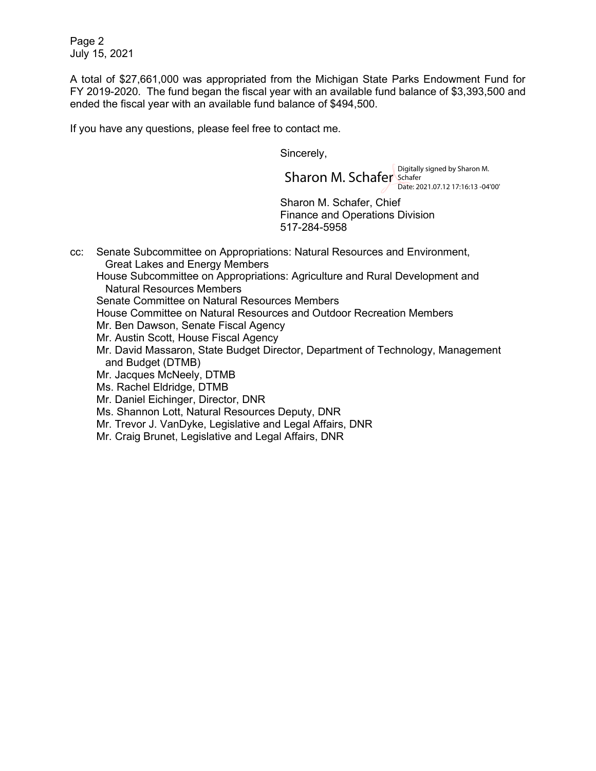A total of $27,661,000 was appropriated from the Michigan State Parks Endowment Fund for FY 2019-2020. The fund began the fiscal year with an available fund balance of $3,393,500 and ended the fiscal year with an available fund balance of $494,500.

If you have any questions, please feel free to contact me.

Sincerely,

Sharon M. Schafer Digitally signed by Sharon M. Schafer Date: 2021.07.12 17:16:13 -04'00'

Sharon M. Schafer, Chief
Finance and Operations Division
517-284-5958

cc: Senate Subcommittee on Appropriations: Natural Resources and Environment, Great Lakes and Energy Members
House Subcommittee on Appropriations: Agriculture and Rural Development and Natural Resources Members
Senate Committee on Natural Resources Members
House Committee on Natural Resources and Outdoor Recreation Members
Mr. Ben Dawson, Senate Fiscal Agency
Mr. Austin Scott, House Fiscal Agency
Mr. David Massaron, State Budget Director, Department of Technology, Management and Budget (DTMB)
Mr. Jacques McNeely, DTMB
Ms. Rachel Eldridge, DTMB
Mr. Daniel Eichinger, Director, DNR
Ms. Shannon Lott, Natural Resources Deputy, DNR
Mr. Trevor J. VanDyke, Legislative and Legal Affairs, DNR
Mr. Craig Brunet, Legislative and Legal Affairs, DNR